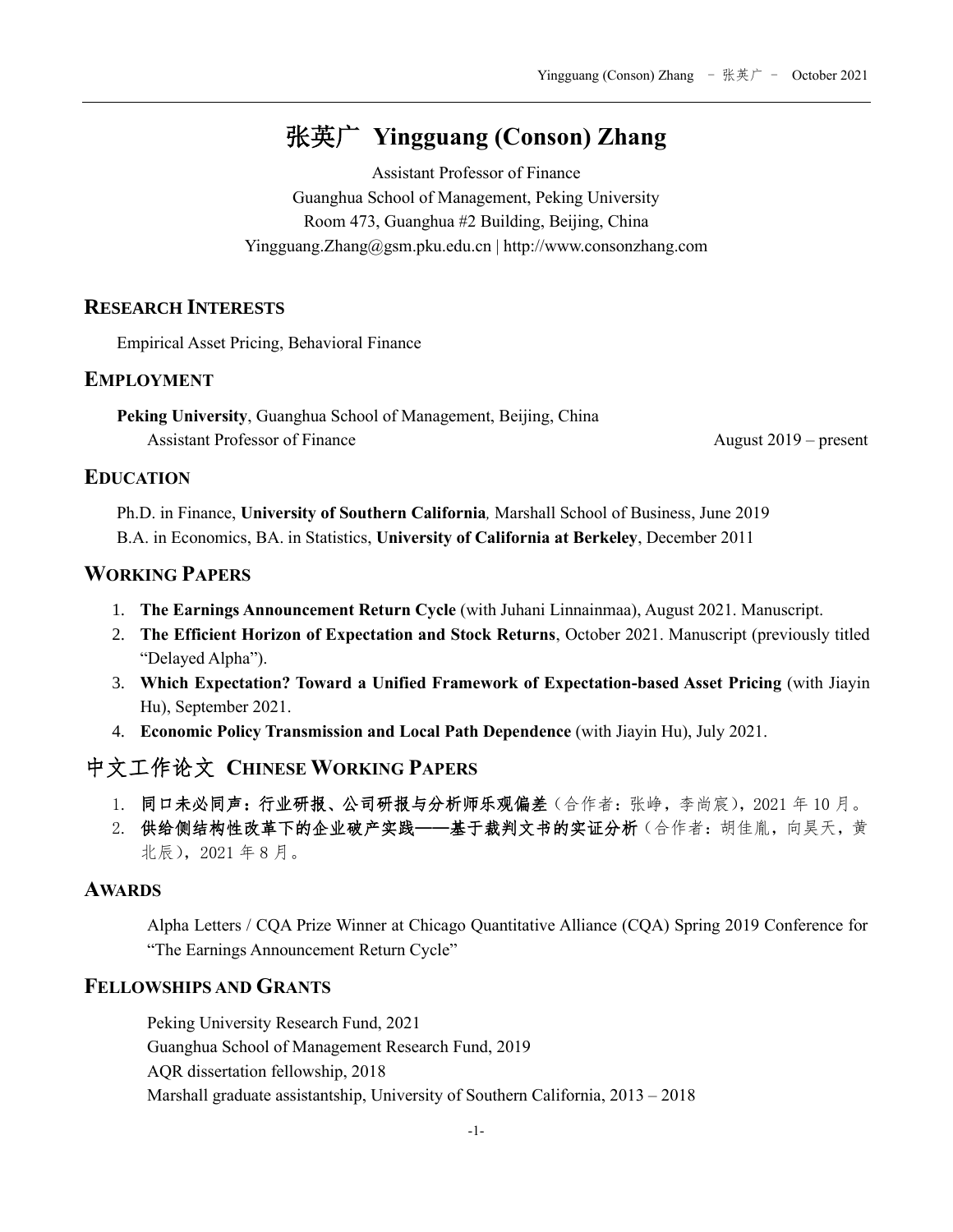# 张英广 Yingguang (Conson) Zhang

Assistant Professor of Finance
Guanghua School of Management, Peking University
Room 473, Guanghua #2 Building, Beijing, China
Yingguang.Zhang@gsm.pku.edu.cn | http://www.consonzhang.com

## RESEARCH INTERESTS

Empirical Asset Pricing, Behavioral Finance

## EMPLOYMENT

**Peking University**, Guanghua School of Management, Beijing, China
Assistant Professor of Finance — August 2019 – present

## EDUCATION

Ph.D. in Finance, **University of Southern California**, Marshall School of Business, June 2019
B.A. in Economics, BA. in Statistics, **University of California at Berkeley**, December 2011

## WORKING PAPERS

1. **The Earnings Announcement Return Cycle** (with Juhani Linnainmaa), August 2021. Manuscript.
2. **The Efficient Horizon of Expectation and Stock Returns**, October 2021. Manuscript (previously titled "Delayed Alpha").
3. **Which Expectation? Toward a Unified Framework of Expectation-based Asset Pricing** (with Jiayin Hu), September 2021.
4. **Economic Policy Transmission and Local Path Dependence** (with Jiayin Hu), July 2021.

## 中文工作论文 CHINESE WORKING PAPERS

1. **同口未必同声：行业研报、公司研报与分析师乐观偏差**（合作者：张峥，李尚宸），2021 年 10 月。
2. **供给侧结构性改革下的企业破产实践——基于裁判文书的实证分析**（合作者：胡佳胤，向昊天，黄北辰），2021 年 8 月。

## AWARDS

Alpha Letters / CQA Prize Winner at Chicago Quantitative Alliance (CQA) Spring 2019 Conference for "The Earnings Announcement Return Cycle"

## FELLOWSHIPS AND GRANTS

Peking University Research Fund, 2021
Guanghua School of Management Research Fund, 2019
AQR dissertation fellowship, 2018
Marshall graduate assistantship, University of Southern California, 2013 – 2018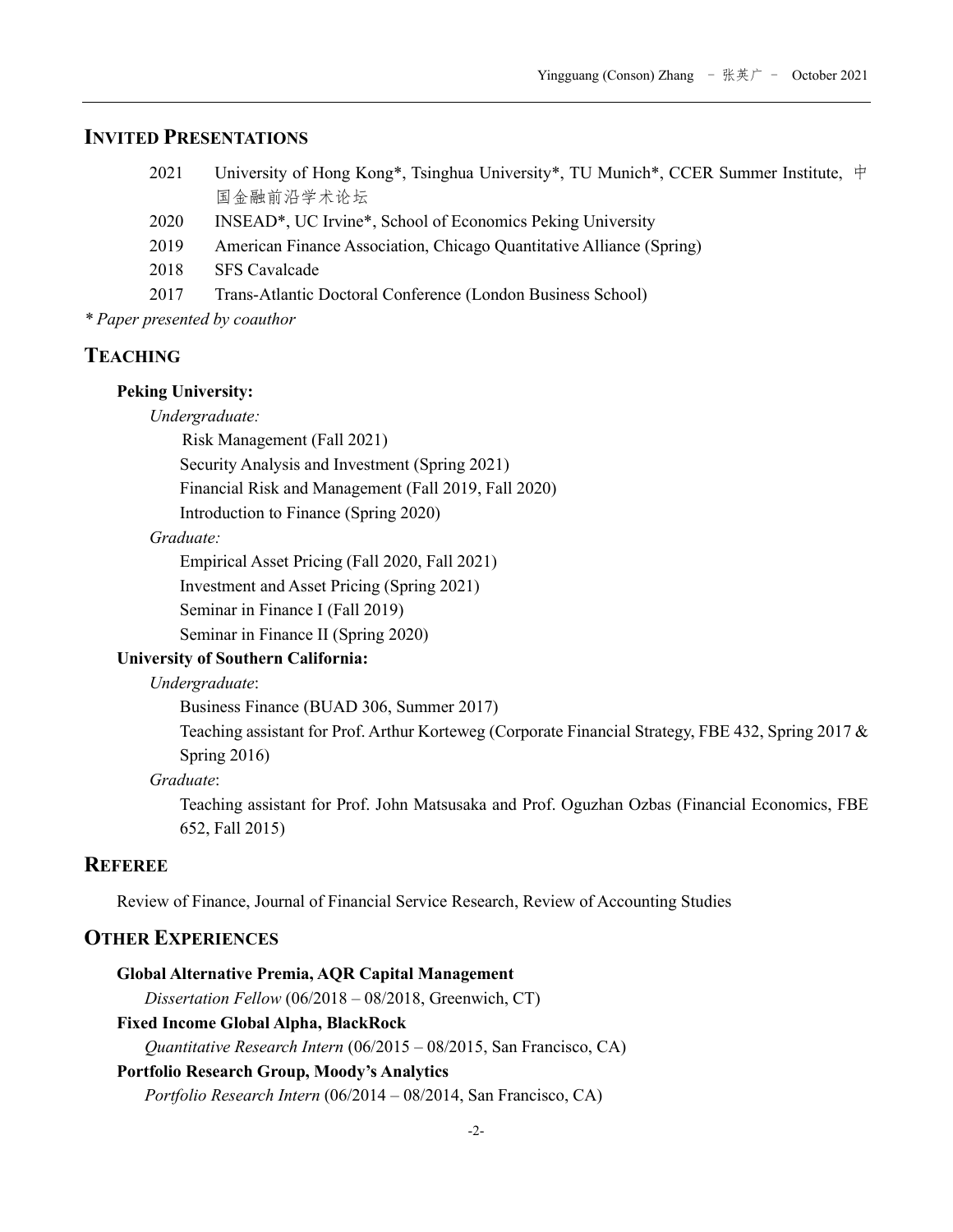## INVITED PRESENTATIONS

- 2021 University of Hong Kong*, Tsinghua University*, TU Munich*, CCER Summer Institute, 中国金融前沿学术论坛
- 2020 INSEAD*, UC Irvine*, School of Economics Peking University
- 2019 American Finance Association, Chicago Quantitative Alliance (Spring)
- 2018 SFS Cavalcade
- 2017 Trans-Atlantic Doctoral Conference (London Business School)

*\* Paper presented by coauthor*

## TEACHING

**Peking University:**

*Undergraduate:*

- Risk Management (Fall 2021)
- Security Analysis and Investment (Spring 2021)
- Financial Risk and Management (Fall 2019, Fall 2020)
- Introduction to Finance (Spring 2020)

*Graduate:*

- Empirical Asset Pricing (Fall 2020, Fall 2021)
- Investment and Asset Pricing (Spring 2021)
- Seminar in Finance I (Fall 2019)
- Seminar in Finance II (Spring 2020)

**University of Southern California:**

*Undergraduate*:

- Business Finance (BUAD 306, Summer 2017)
- Teaching assistant for Prof. Arthur Korteweg (Corporate Financial Strategy, FBE 432, Spring 2017 & Spring 2016)

*Graduate*:

- Teaching assistant for Prof. John Matsusaka and Prof. Oguzhan Ozbas (Financial Economics, FBE 652, Fall 2015)

## REFEREE

Review of Finance, Journal of Financial Service Research, Review of Accounting Studies

## OTHER EXPERIENCES

**Global Alternative Premia, AQR Capital Management**

*Dissertation Fellow* (06/2018 – 08/2018, Greenwich, CT)

**Fixed Income Global Alpha, BlackRock**

*Quantitative Research Intern* (06/2015 – 08/2015, San Francisco, CA)

**Portfolio Research Group, Moody's Analytics**

*Portfolio Research Intern* (06/2014 – 08/2014, San Francisco, CA)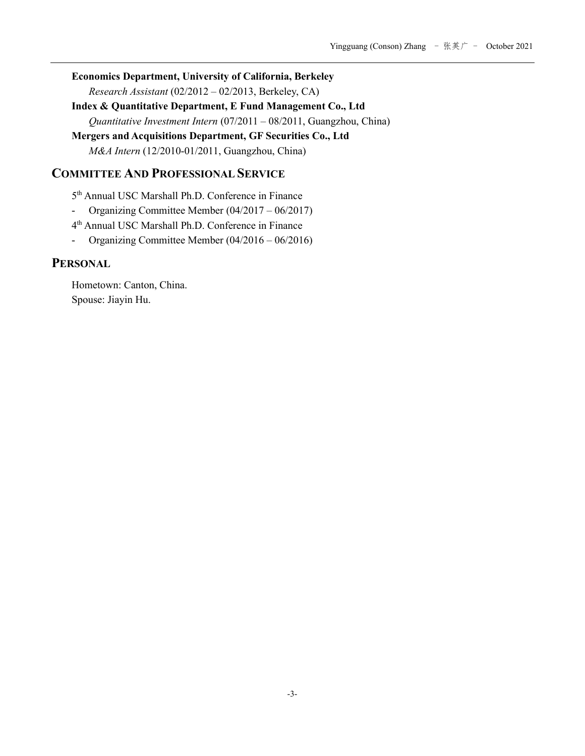**Economics Department, University of California, Berkeley**

*Research Assistant* (02/2012 – 02/2013, Berkeley, CA)

**Index & Quantitative Department, E Fund Management Co., Ltd**

*Quantitative Investment Intern* (07/2011 – 08/2011, Guangzhou, China)

**Mergers and Acquisitions Department, GF Securities Co., Ltd**

*M&A Intern* (12/2010-01/2011, Guangzhou, China)

## COMMITTEE AND PROFESSIONAL SERVICE

5th Annual USC Marshall Ph.D. Conference in Finance

- Organizing Committee Member (04/2017 – 06/2017)

4th Annual USC Marshall Ph.D. Conference in Finance

- Organizing Committee Member (04/2016 – 06/2016)

## PERSONAL

Hometown: Canton, China.

Spouse: Jiayin Hu.